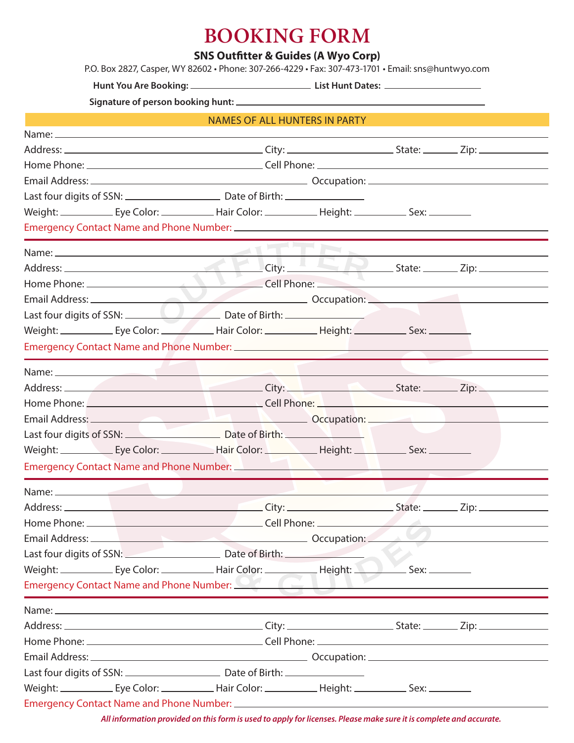# BOOKING FORM

**SNS Outfitter & Guides (A Wyo Corp)**

P.O. Box 2827, Casper, WY 82602 • Phone: 307-266-4229 • Fax: 307-473-1701 • Email: sns@huntwyo.com

**Hunt You Are Booking:** ______________________ **List Hunt Dates:** ____________________

**Signature of person booking hunt:** ____________________________________________

## NAMES OF ALL HUNTERS IN PARTY

Name: ______________________________________________________________

Address: ______________________ City: ________________ State: ______ Zip: __________

Home Phone: ______________________ Cell Phone: ______________________

Email Address: ______________________ Occupation: ______________________

Last four digits of SSN: ______________ Date of Birth: ______________

Weight: ________ Eye Color: ________ Hair Color: ________ Height: ________ Sex: ________

Emergency Contact Name and Phone Number: ________________________________________

---

Name: ______________________________________________________________

Address: ______________________ City: ________________ State: ______ Zip: __________

Home Phone: ______________________ Cell Phone: ______________________

Email Address: ______________________ Occupation: ______________________

Last four digits of SSN: ______________ Date of Birth: ______________

Weight: ________ Eye Color: ________ Hair Color: ________ Height: ________ Sex: ________

Emergency Contact Name and Phone Number: ________________________________________

---

Name: ______________________________________________________________

Address: ______________________ City: ________________ State: ______ Zip: __________

Home Phone: ______________________ Cell Phone: ______________________

Email Address: ______________________ Occupation: ______________________

Last four digits of SSN: ______________ Date of Birth: ______________

Weight: ________ Eye Color: ________ Hair Color: ________ Height: ________ Sex: ________

Emergency Contact Name and Phone Number: ________________________________________

---

Name: ______________________________________________________________

Address: ______________________ City: ________________ State: ______ Zip: __________

Home Phone: ______________________ Cell Phone: ______________________

Email Address: ______________________ Occupation: ______________________

Last four digits of SSN: ______________ Date of Birth: ______________

Weight: ________ Eye Color: ________ Hair Color: ________ Height: ________ Sex: ________

Emergency Contact Name and Phone Number: ________________________________________

---

Name: ______________________________________________________________

Address: ______________________ City: ________________ State: ______ Zip: __________

Home Phone: ______________________ Cell Phone: ______________________

Email Address: ______________________ Occupation: ______________________

Last four digits of SSN: ______________ Date of Birth: ______________

Weight: ________ Eye Color: ________ Hair Color: ________ Height: ________ Sex: ________

Emergency Contact Name and Phone Number: ________________________________________

***All information provided on this form is used to apply for licenses. Please make sure it is complete and accurate.***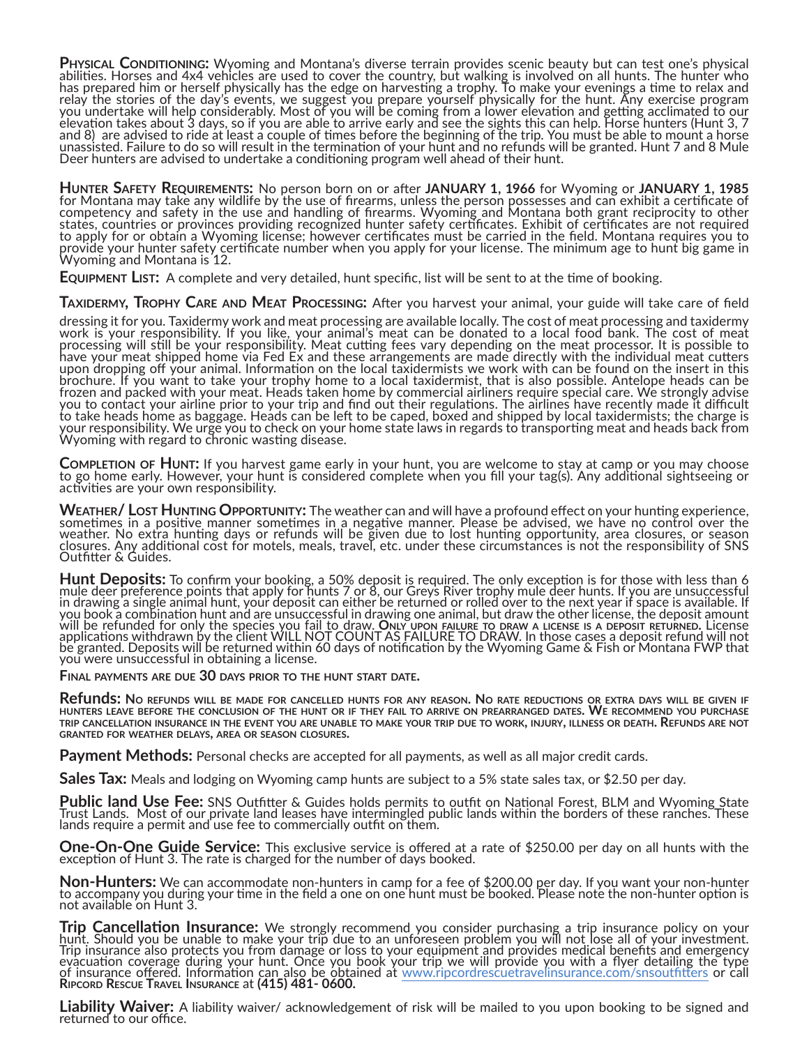**Physical Conditioning:** Wyoming and Montana's diverse terrain provides scenic beauty but can test one's physical abilities. Horses and 4x4 vehicles are used to cover the country, but walking is involved on all hunts. The hunter who has prepared him or herself physically has the edge on harvesting a trophy. To make your evenings a time to relax and relay the stories of the day's events, we suggest you prepare yourself physically for the hunt. Any exercise program you undertake will help considerably. Most of you will be coming from a lower elevation and getting acclimated to our elevation takes about 3 days, so if you are able to arrive early and see the sights this can help. Horse hunters (Hunt 3, 7 and 8) are advised to ride at least a couple of times before the beginning of the trip. You must be able to mount a horse unassisted. Failure to do so will result in the termination of your hunt and no refunds will be granted. Hunt 7 and 8 Mule Deer hunters are advised to undertake a conditioning program well ahead of their hunt.

**Hunter Safety Requirements:** No person born on or after **JANUARY 1, 1966** for Wyoming or **JANUARY 1, 1985** for Montana may take any wildlife by the use of firearms, unless the person possesses and can exhibit a certificate of competency and safety in the use and handling of firearms. Wyoming and Montana both grant reciprocity to other states, countries or provinces providing recognized hunter safety certificates. Exhibit of certificates are not required to apply for or obtain a Wyoming license; however certificates must be carried in the field. Montana requires you to provide your hunter safety certificate number when you apply for your license. The minimum age to hunt big game in Wyoming and Montana is 12.

**Equipment List:** A complete and very detailed, hunt specific, list will be sent to at the time of booking.

**Taxidermy, Trophy Care and Meat Processing:** After you harvest your animal, your guide will take care of field dressing it for you. Taxidermy work and meat processing are available locally. The cost of meat processing and taxidermy work is your responsibility. If you like, your animal's meat can be donated to a local food bank. The cost of meat processing will still be your responsibility. Meat cutting fees vary depending on the meat processor. It is possible to have your meat shipped home via Fed Ex and these arrangements are made directly with the individual meat cutters upon dropping off your animal. Information on the local taxidermists we work with can be found on the insert in this brochure. If you want to take your trophy home to a local taxidermist, that is also possible. Antelope heads can be frozen and packed with your meat. Heads taken home by commercial airliners require special care. We strongly advise you to contact your airline prior to your trip and find out their regulations. The airlines have recently made it difficult to take heads home as baggage. Heads can be left to be caped, boxed and shipped by local taxidermists; the charge is your responsibility. We urge you to check on your home state laws in regards to transporting meat and heads back from Wyoming with regard to chronic wasting disease.

**Completion of Hunt:** If you harvest game early in your hunt, you are welcome to stay at camp or you may choose to go home early. However, your hunt is considered complete when you fill your tag(s). Any additional sightseeing or activities are your own responsibility.

**Weather/ Lost Hunting Opportunity:** The weather can and will have a profound effect on your hunting experience, sometimes in a positive manner sometimes in a negative manner. Please be advised, we have no control over the weather. No extra hunting days or refunds will be given due to lost hunting opportunity, area closures, or season closures. Any additional cost for motels, meals, travel, etc. under these circumstances is not the responsibility of SNS Outfitter & Guides.

**Hunt Deposits:** To confirm your booking, a 50% deposit is required. The only exception is for those with less than 6 mule deer preference points that apply for hunts 7 or 8, our Greys River trophy mule deer hunts. If you are unsuccessful in drawing a single animal hunt, your deposit can either be returned or rolled over to the next year if space is available. If you book a combination hunt and are unsuccessful in drawing one animal, but draw the other license, the deposit amount will be refunded for only the species you fail to draw. **Only upon failure to draw a license is a deposit returned.** License applications withdrawn by the client WILL NOT COUNT AS FAILURE TO DRAW. In those cases a deposit refund will not be granted. Deposits will be returned within 60 days of notification by the Wyoming Game & Fish or Montana FWP that you were unsuccessful in obtaining a license.

**Final payments are due 30 days prior to the hunt start date.**

**Refunds:** **No refunds will be made for cancelled hunts for any reason. No rate reductions or extra days will be given if hunters leave before the conclusion of the hunt or if they fail to arrive on prearranged dates. We recommend you purchase trip cancellation insurance in the event you are unable to make your trip due to work, injury, illness or death. Refunds are not granted for weather delays, area or season closures.**

**Payment Methods:** Personal checks are accepted for all payments, as well as all major credit cards.

**Sales Tax:** Meals and lodging on Wyoming camp hunts are subject to a 5% state sales tax, or $2.50 per day.

**Public land Use Fee:** SNS Outfitter & Guides holds permits to outfit on National Forest, BLM and Wyoming State Trust Lands. Most of our private land leases have intermingled public lands within the borders of these ranches. These lands require a permit and use fee to commercially outfit on them.

**One-On-One Guide Service:** This exclusive service is offered at a rate of $250.00 per day on all hunts with the exception of Hunt 3. The rate is charged for the number of days booked.

**Non-Hunters:** We can accommodate non-hunters in camp for a fee of $200.00 per day. If you want your non-hunter to accompany you during your time in the field a one on one hunt must be booked. Please note the non-hunter option is not available on Hunt 3.

**Trip Cancellation Insurance:** We strongly recommend you consider purchasing a trip insurance policy on your hunt. Should you be unable to make your trip due to an unforeseen problem you will not lose all of your investment. Trip insurance also protects you from damage or loss to your equipment and provides medical benefits and emergency evacuation coverage during your hunt. Once you book your trip we will provide you with a flyer detailing the type of insurance offered. Information can also be obtained at www.ripcordrescuetravelinsurance.com/snsoutfitters or call **Ripcord Rescue Travel Insurance** at **(415) 481- 0600.**

**Liability Waiver:** A liability waiver/ acknowledgement of risk will be mailed to you upon booking to be signed and returned to our office.